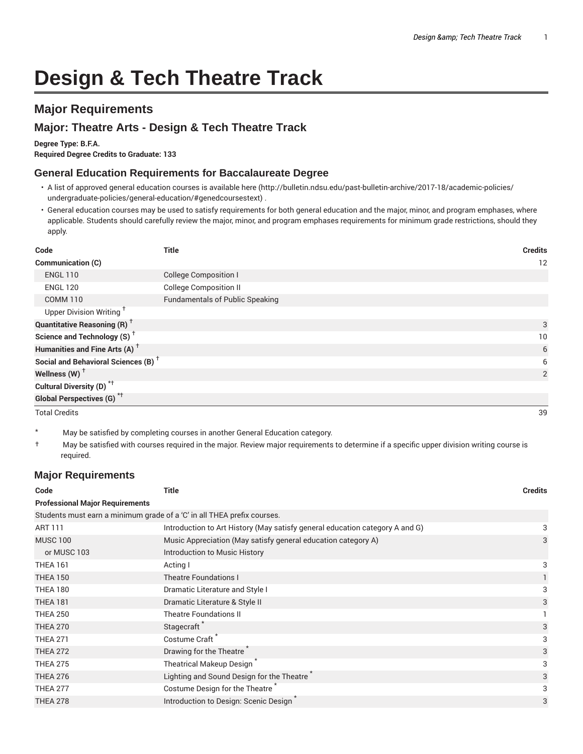# Design & Tech Theatre Track

## Major Requirements

## Major: Theatre Arts - Design & Tech Theatre Track

**Degree Type: B.F.A.**
**Required Degree Credits to Graduate: 133**

### General Education Requirements for Baccalaureate Degree

- A list of approved general education courses is available here (http://bulletin.ndsu.edu/past-bulletin-archive/2017-18/academic-policies/undergraduate-policies/general-education/#genedcoursestext) .
- General education courses may be used to satisfy requirements for both general education and the major, minor, and program emphases, where applicable. Students should carefully review the major, minor, and program emphases requirements for minimum grade restrictions, should they apply.

| Code | Title | Credits |
|---|---|---|
| **Communication (C)** | | 12 |
| ENGL 110 | College Composition I | |
| ENGL 120 | College Composition II | |
| COMM 110 | Fundamentals of Public Speaking | |
| Upper Division Writing † | | |
| **Quantitative Reasoning (R) †** | | 3 |
| **Science and Technology (S) †** | | 10 |
| **Humanities and Fine Arts (A) †** | | 6 |
| **Social and Behavioral Sciences (B) †** | | 6 |
| **Wellness (W) †** | | 2 |
| **Cultural Diversity (D) *†** | | |
| **Global Perspectives (G) *†** | | |
| Total Credits | | 39 |

\* May be satisfied by completing courses in another General Education category.

† May be satisfied with courses required in the major. Review major requirements to determine if a specific upper division writing course is required.

### Major Requirements

| Code | Title | Credits |
|---|---|---|
| **Professional Major Requirements** | | |
| Students must earn a minimum grade of a 'C' in all THEA prefix courses. | | |
| ART 111 | Introduction to Art History (May satisfy general education category A and G) | 3 |
| MUSC 100 | Music Appreciation (May satisfy general education category A) | 3 |
| or MUSC 103 | Introduction to Music History | |
| THEA 161 | Acting I | 3 |
| THEA 150 | Theatre Foundations I | 1 |
| THEA 180 | Dramatic Literature and Style I | 3 |
| THEA 181 | Dramatic Literature & Style II | 3 |
| THEA 250 | Theatre Foundations II | 1 |
| THEA 270 | Stagecraft * | 3 |
| THEA 271 | Costume Craft * | 3 |
| THEA 272 | Drawing for the Theatre * | 3 |
| THEA 275 | Theatrical Makeup Design * | 3 |
| THEA 276 | Lighting and Sound Design for the Theatre * | 3 |
| THEA 277 | Costume Design for the Theatre * | 3 |
| THEA 278 | Introduction to Design: Scenic Design * | 3 |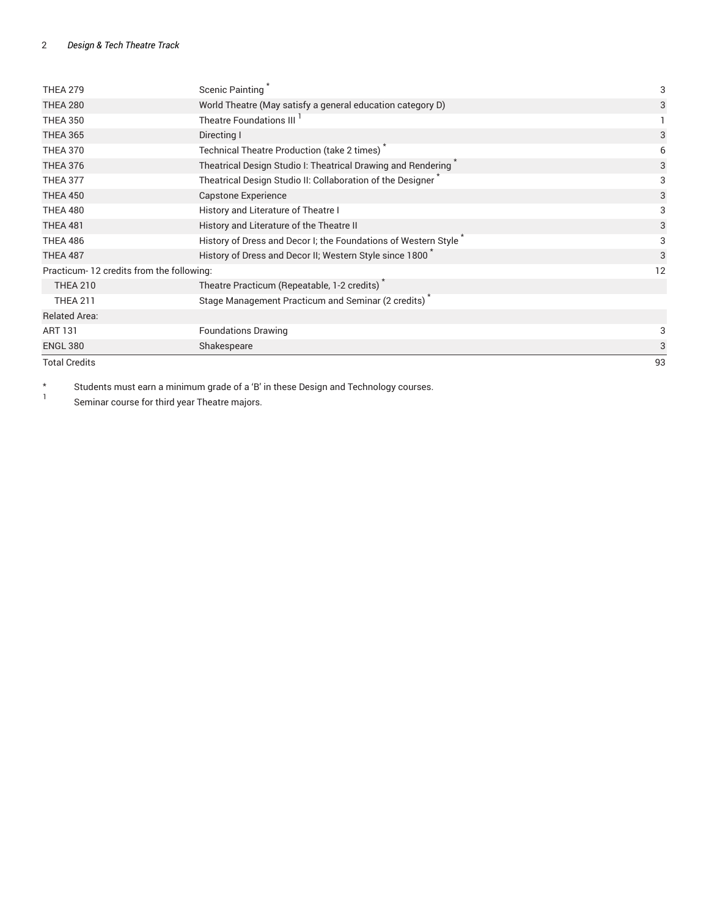| | | |
|---|---|---|
| THEA 279 | Scenic Painting * | 3 |
| THEA 280 | World Theatre (May satisfy a general education category D) | 3 |
| THEA 350 | Theatre Foundations III [1] | 1 |
| THEA 365 | Directing I | 3 |
| THEA 370 | Technical Theatre Production (take 2 times) * | 6 |
| THEA 376 | Theatrical Design Studio I: Theatrical Drawing and Rendering * | 3 |
| THEA 377 | Theatrical Design Studio II: Collaboration of the Designer * | 3 |
| THEA 450 | Capstone Experience | 3 |
| THEA 480 | History and Literature of Theatre I | 3 |
| THEA 481 | History and Literature of the Theatre II | 3 |
| THEA 486 | History of Dress and Decor I; the Foundations of Western Style * | 3 |
| THEA 487 | History of Dress and Decor II; Western Style since 1800 * | 3 |
| Practicum- 12 credits from the following: | | 12 |
| THEA 210 | Theatre Practicum (Repeatable, 1-2 credits) * | |
| THEA 211 | Stage Management Practicum and Seminar (2 credits) * | |
| Related Area: | | |
| ART 131 | Foundations Drawing | 3 |
| ENGL 380 | Shakespeare | 3 |
| Total Credits | | 93 |

* Students must earn a minimum grade of a 'B' in these Design and Technology courses.

[1] Seminar course for third year Theatre majors.